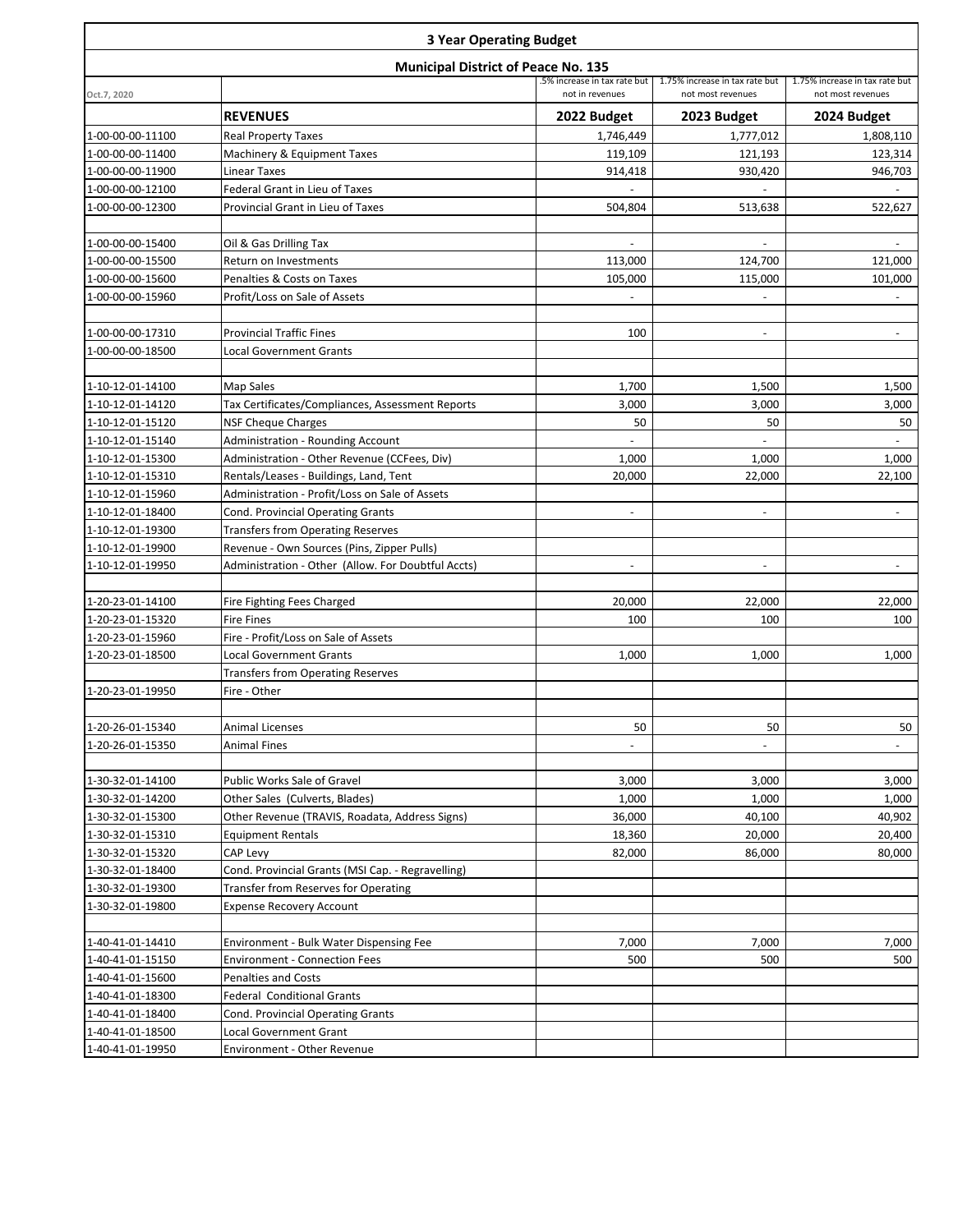# 3 Year Operating Budget

## Municipal District of Peace No. 135

| Oct.7, 2020 | | .5% increase in tax rate but not in revenues | 1.75% increase in tax rate but not most revenues | 1.75% increase in tax rate but not most revenues |
|---|---|---|---|---|
| | **REVENUES** | **2022 Budget** | **2023 Budget** | **2024 Budget** |
| 1-00-00-00-11100 | Real Property Taxes | 1,746,449 | 1,777,012 | 1,808,110 |
| 1-00-00-00-11400 | Machinery & Equipment Taxes | 119,109 | 121,193 | 123,314 |
| 1-00-00-00-11900 | Linear Taxes | 914,418 | 930,420 | 946,703 |
| 1-00-00-00-12100 | Federal Grant in Lieu of Taxes | - | - | - |
| 1-00-00-00-12300 | Provincial Grant in Lieu of Taxes | 504,804 | 513,638 | 522,627 |
| | | | | |
| 1-00-00-00-15400 | Oil & Gas Drilling Tax | - | - | - |
| 1-00-00-00-15500 | Return on Investments | 113,000 | 124,700 | 121,000 |
| 1-00-00-00-15600 | Penalties & Costs on Taxes | 105,000 | 115,000 | 101,000 |
| 1-00-00-00-15960 | Profit/Loss on Sale of Assets | - | - | - |
| | | | | |
| 1-00-00-00-17310 | Provincial Traffic Fines | 100 | - | - |
| 1-00-00-00-18500 | Local Government Grants | | | |
| | | | | |
| 1-10-12-01-14100 | Map Sales | 1,700 | 1,500 | 1,500 |
| 1-10-12-01-14120 | Tax Certificates/Compliances, Assessment Reports | 3,000 | 3,000 | 3,000 |
| 1-10-12-01-15120 | NSF Cheque Charges | 50 | 50 | 50 |
| 1-10-12-01-15140 | Administration - Rounding Account | - | - | - |
| 1-10-12-01-15300 | Administration - Other Revenue (CCFees, Div) | 1,000 | 1,000 | 1,000 |
| 1-10-12-01-15310 | Rentals/Leases - Buildings, Land, Tent | 20,000 | 22,000 | 22,100 |
| 1-10-12-01-15960 | Administration - Profit/Loss on Sale of Assets | | | |
| 1-10-12-01-18400 | Cond. Provincial Operating Grants | - | - | - |
| 1-10-12-01-19300 | Transfers from Operating Reserves | | | |
| 1-10-12-01-19900 | Revenue - Own Sources (Pins, Zipper Pulls) | | | |
| 1-10-12-01-19950 | Administration - Other (Allow. For Doubtful Accts) | - | - | - |
| | | | | |
| 1-20-23-01-14100 | Fire Fighting Fees Charged | 20,000 | 22,000 | 22,000 |
| 1-20-23-01-15320 | Fire Fines | 100 | 100 | 100 |
| 1-20-23-01-15960 | Fire - Profit/Loss on Sale of Assets | | | |
| 1-20-23-01-18500 | Local Government Grants | 1,000 | 1,000 | 1,000 |
| | Transfers from Operating Reserves | | | |
| 1-20-23-01-19950 | Fire - Other | | | |
| | | | | |
| 1-20-26-01-15340 | Animal Licenses | 50 | 50 | 50 |
| 1-20-26-01-15350 | Animal Fines | - | - | - |
| | | | | |
| 1-30-32-01-14100 | Public Works Sale of Gravel | 3,000 | 3,000 | 3,000 |
| 1-30-32-01-14200 | Other Sales (Culverts, Blades) | 1,000 | 1,000 | 1,000 |
| 1-30-32-01-15300 | Other Revenue (TRAVIS, Roadata, Address Signs) | 36,000 | 40,100 | 40,902 |
| 1-30-32-01-15310 | Equipment Rentals | 18,360 | 20,000 | 20,400 |
| 1-30-32-01-15320 | CAP Levy | 82,000 | 86,000 | 80,000 |
| 1-30-32-01-18400 | Cond. Provincial Grants (MSI Cap. - Regravelling) | | | |
| 1-30-32-01-19300 | Transfer from Reserves for Operating | | | |
| 1-30-32-01-19800 | Expense Recovery Account | | | |
| | | | | |
| 1-40-41-01-14410 | Environment - Bulk Water Dispensing Fee | 7,000 | 7,000 | 7,000 |
| 1-40-41-01-15150 | Environment - Connection Fees | 500 | 500 | 500 |
| 1-40-41-01-15600 | Penalties and Costs | | | |
| 1-40-41-01-18300 | Federal Conditional Grants | | | |
| 1-40-41-01-18400 | Cond. Provincial Operating Grants | | | |
| 1-40-41-01-18500 | Local Government Grant | | | |
| 1-40-41-01-19950 | Environment - Other Revenue | | | |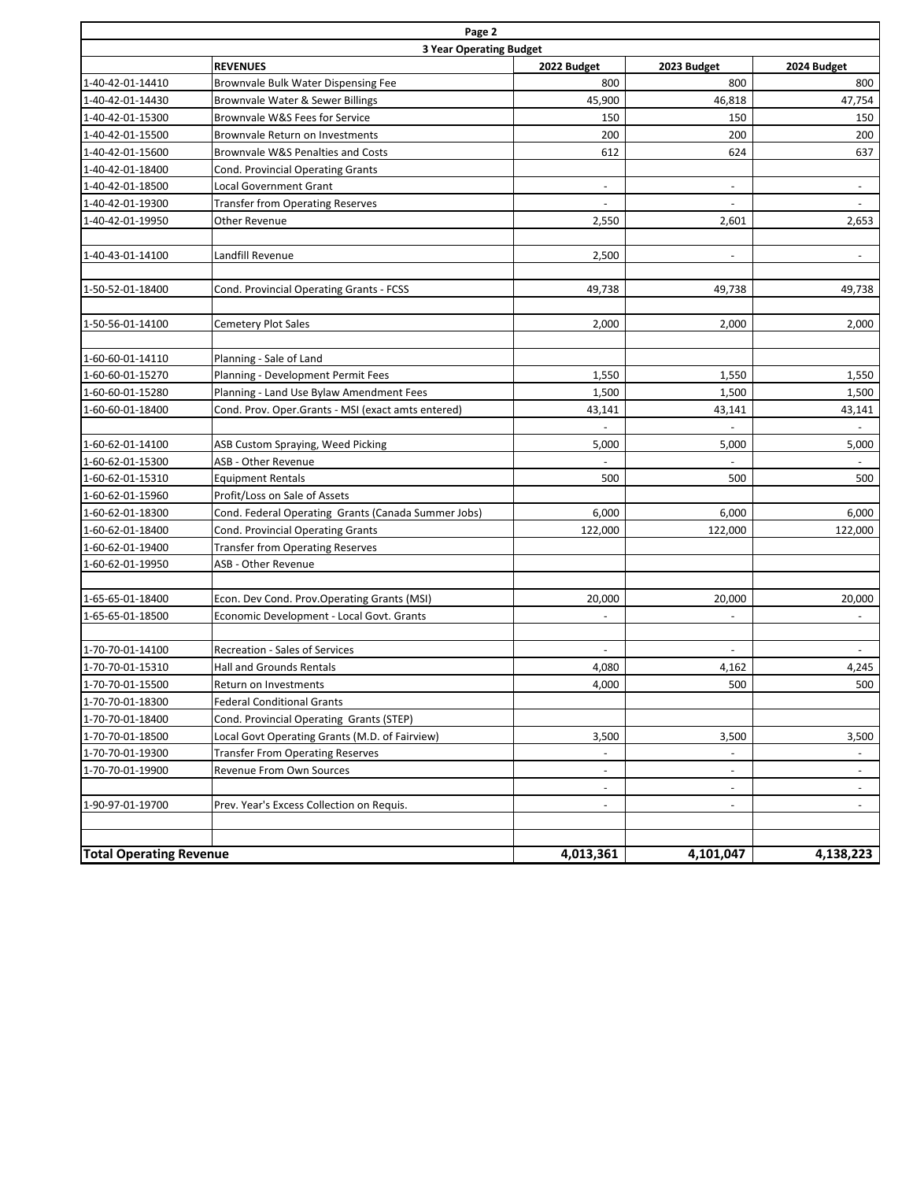| Page 2 | | | | |
|---|---|---|---|---|
| **3 Year Operating Budget** | | | | |
| | **REVENUES** | **2022 Budget** | **2023 Budget** | **2024 Budget** |
| 1-40-42-01-14410 | Brownvale Bulk Water Dispensing Fee | 800 | 800 | 800 |
| 1-40-42-01-14430 | Brownvale Water & Sewer Billings | 45,900 | 46,818 | 47,754 |
| 1-40-42-01-15300 | Brownvale W&S Fees for Service | 150 | 150 | 150 |
| 1-40-42-01-15500 | Brownvale Return on Investments | 200 | 200 | 200 |
| 1-40-42-01-15600 | Brownvale W&S Penalties and Costs | 612 | 624 | 637 |
| 1-40-42-01-18400 | Cond. Provincial Operating Grants | | | |
| 1-40-42-01-18500 | Local Government Grant | - | - | - |
| 1-40-42-01-19300 | Transfer from Operating Reserves | - | - | - |
| 1-40-42-01-19950 | Other Revenue | 2,550 | 2,601 | 2,653 |
| | | | | |
| 1-40-43-01-14100 | Landfill Revenue | 2,500 | - | - |
| | | | | |
| 1-50-52-01-18400 | Cond. Provincial Operating Grants - FCSS | 49,738 | 49,738 | 49,738 |
| | | | | |
| 1-50-56-01-14100 | Cemetery Plot Sales | 2,000 | 2,000 | 2,000 |
| | | | | |
| 1-60-60-01-14110 | Planning - Sale of Land | | | |
| 1-60-60-01-15270 | Planning - Development Permit Fees | 1,550 | 1,550 | 1,550 |
| 1-60-60-01-15280 | Planning - Land Use Bylaw Amendment Fees | 1,500 | 1,500 | 1,500 |
| 1-60-60-01-18400 | Cond. Prov. Oper.Grants - MSI (exact amts entered) | 43,141 | 43,141 | 43,141 |
| | | - | - | - |
| 1-60-62-01-14100 | ASB Custom Spraying, Weed Picking | 5,000 | 5,000 | 5,000 |
| 1-60-62-01-15300 | ASB - Other Revenue | - | - | - |
| 1-60-62-01-15310 | Equipment Rentals | 500 | 500 | 500 |
| 1-60-62-01-15960 | Profit/Loss on Sale of Assets | | | |
| 1-60-62-01-18300 | Cond. Federal Operating Grants (Canada Summer Jobs) | 6,000 | 6,000 | 6,000 |
| 1-60-62-01-18400 | Cond. Provincial Operating Grants | 122,000 | 122,000 | 122,000 |
| 1-60-62-01-19400 | Transfer from Operating Reserves | | | |
| 1-60-62-01-19950 | ASB - Other Revenue | | | |
| | | | | |
| 1-65-65-01-18400 | Econ. Dev Cond. Prov.Operating Grants (MSI) | 20,000 | 20,000 | 20,000 |
| 1-65-65-01-18500 | Economic Development - Local Govt. Grants | - | - | - |
| | | | | |
| 1-70-70-01-14100 | Recreation - Sales of Services | - | - | - |
| 1-70-70-01-15310 | Hall and Grounds Rentals | 4,080 | 4,162 | 4,245 |
| 1-70-70-01-15500 | Return on Investments | 4,000 | 500 | 500 |
| 1-70-70-01-18300 | Federal Conditional Grants | | | |
| 1-70-70-01-18400 | Cond. Provincial Operating Grants (STEP) | | | |
| 1-70-70-01-18500 | Local Govt Operating Grants (M.D. of Fairview) | 3,500 | 3,500 | 3,500 |
| 1-70-70-01-19300 | Transfer From Operating Reserves | - | - | - |
| 1-70-70-01-19900 | Revenue From Own Sources | - | - | - |
| | | - | - | - |
| 1-90-97-01-19700 | Prev. Year's Excess Collection on Requis. | - | - | - |
| | | | | |
| | | | | |
| **Total Operating Revenue** | | **4,013,361** | **4,101,047** | **4,138,223** |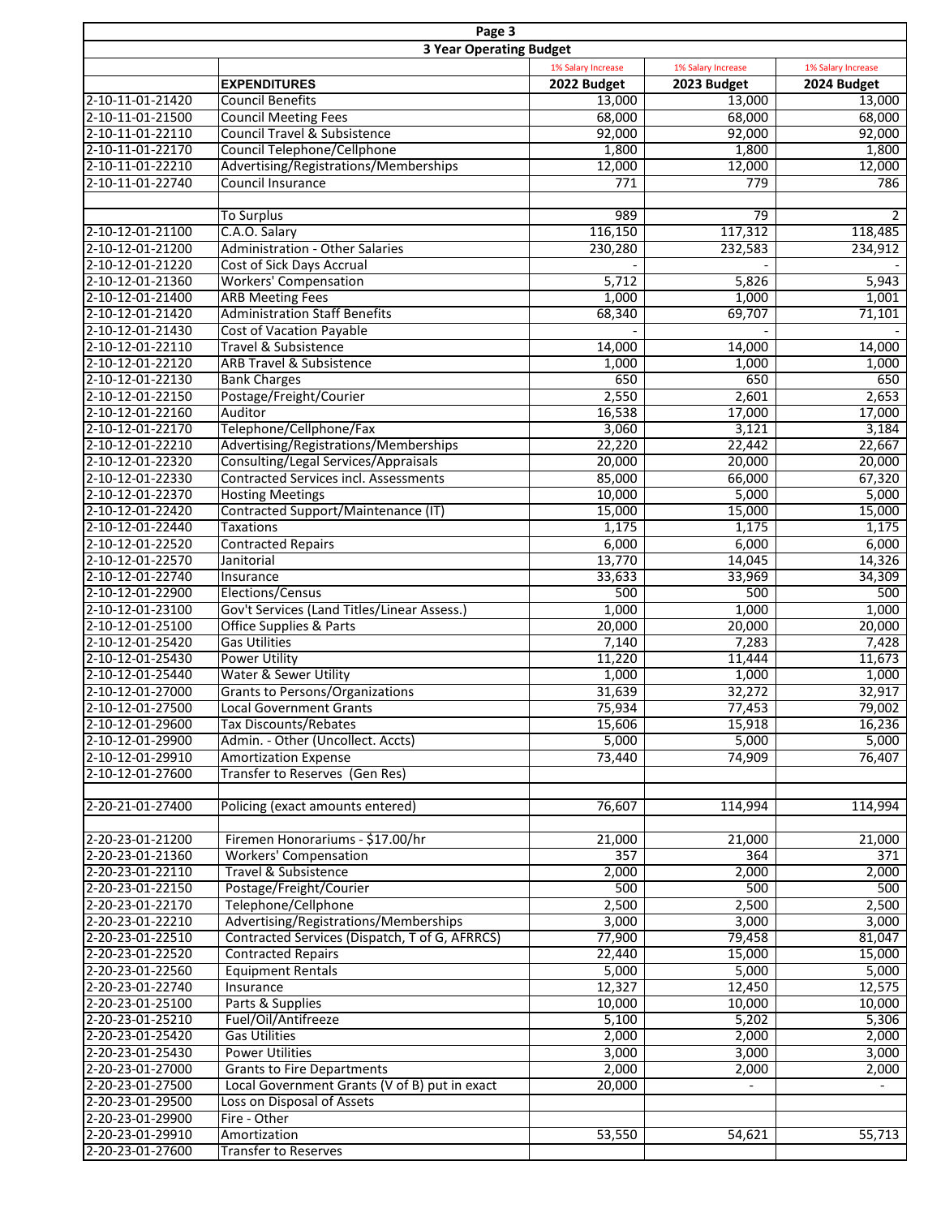## 3 Year Operating Budget

| | EXPENDITURES | 1% Salary Increase<br>2022 Budget | 1% Salary Increase<br>2023 Budget | 1% Salary Increase<br>2024 Budget |
|---|---|---|---|---|
| 2-10-11-01-21420 | Council Benefits | 13,000 | 13,000 | 13,000 |
| 2-10-11-01-21500 | Council Meeting Fees | 68,000 | 68,000 | 68,000 |
| 2-10-11-01-22110 | Council Travel & Subsistence | 92,000 | 92,000 | 92,000 |
| 2-10-11-01-22170 | Council Telephone/Cellphone | 1,800 | 1,800 | 1,800 |
| 2-10-11-01-22210 | Advertising/Registrations/Memberships | 12,000 | 12,000 | 12,000 |
| 2-10-11-01-22740 | Council Insurance | 771 | 779 | 786 |
| | | | | |
| | To Surplus | 989 | 79 | 2 |
| 2-10-12-01-21100 | C.A.O. Salary | 116,150 | 117,312 | 118,485 |
| 2-10-12-01-21200 | Administration - Other Salaries | 230,280 | 232,583 | 234,912 |
| 2-10-12-01-21220 | Cost of Sick Days Accrual | - | - | - |
| 2-10-12-01-21360 | Workers' Compensation | 5,712 | 5,826 | 5,943 |
| 2-10-12-01-21400 | ARB Meeting Fees | 1,000 | 1,000 | 1,001 |
| 2-10-12-01-21420 | Administration Staff Benefits | 68,340 | 69,707 | 71,101 |
| 2-10-12-01-21430 | Cost of Vacation Payable | - | - | - |
| 2-10-12-01-22110 | Travel & Subsistence | 14,000 | 14,000 | 14,000 |
| 2-10-12-01-22120 | ARB Travel & Subsistence | 1,000 | 1,000 | 1,000 |
| 2-10-12-01-22130 | Bank Charges | 650 | 650 | 650 |
| 2-10-12-01-22150 | Postage/Freight/Courier | 2,550 | 2,601 | 2,653 |
| 2-10-12-01-22160 | Auditor | 16,538 | 17,000 | 17,000 |
| 2-10-12-01-22170 | Telephone/Cellphone/Fax | 3,060 | 3,121 | 3,184 |
| 2-10-12-01-22210 | Advertising/Registrations/Memberships | 22,220 | 22,442 | 22,667 |
| 2-10-12-01-22320 | Consulting/Legal Services/Appraisals | 20,000 | 20,000 | 20,000 |
| 2-10-12-01-22330 | Contracted Services incl. Assessments | 85,000 | 66,000 | 67,320 |
| 2-10-12-01-22370 | Hosting Meetings | 10,000 | 5,000 | 5,000 |
| 2-10-12-01-22420 | Contracted Support/Maintenance (IT) | 15,000 | 15,000 | 15,000 |
| 2-10-12-01-22440 | Taxations | 1,175 | 1,175 | 1,175 |
| 2-10-12-01-22520 | Contracted Repairs | 6,000 | 6,000 | 6,000 |
| 2-10-12-01-22570 | Janitorial | 13,770 | 14,045 | 14,326 |
| 2-10-12-01-22740 | Insurance | 33,633 | 33,969 | 34,309 |
| 2-10-12-01-22900 | Elections/Census | 500 | 500 | 500 |
| 2-10-12-01-23100 | Gov't Services (Land Titles/Linear Assess.) | 1,000 | 1,000 | 1,000 |
| 2-10-12-01-25100 | Office Supplies & Parts | 20,000 | 20,000 | 20,000 |
| 2-10-12-01-25420 | Gas Utilities | 7,140 | 7,283 | 7,428 |
| 2-10-12-01-25430 | Power Utility | 11,220 | 11,444 | 11,673 |
| 2-10-12-01-25440 | Water & Sewer Utility | 1,000 | 1,000 | 1,000 |
| 2-10-12-01-27000 | Grants to Persons/Organizations | 31,639 | 32,272 | 32,917 |
| 2-10-12-01-27500 | Local Government Grants | 75,934 | 77,453 | 79,002 |
| 2-10-12-01-29600 | Tax Discounts/Rebates | 15,606 | 15,918 | 16,236 |
| 2-10-12-01-29900 | Admin. - Other (Uncollect. Accts) | 5,000 | 5,000 | 5,000 |
| 2-10-12-01-29910 | Amortization Expense | 73,440 | 74,909 | 76,407 |
| 2-10-12-01-27600 | Transfer to Reserves (Gen Res) | | | |
| | | | | |
| 2-20-21-01-27400 | Policing (exact amounts entered) | 76,607 | 114,994 | 114,994 |
| | | | | |
| 2-20-23-01-21200 | Firemen Honorariums - $17.00/hr | 21,000 | 21,000 | 21,000 |
| 2-20-23-01-21360 | Workers' Compensation | 357 | 364 | 371 |
| 2-20-23-01-22110 | Travel & Subsistence | 2,000 | 2,000 | 2,000 |
| 2-20-23-01-22150 | Postage/Freight/Courier | 500 | 500 | 500 |
| 2-20-23-01-22170 | Telephone/Cellphone | 2,500 | 2,500 | 2,500 |
| 2-20-23-01-22210 | Advertising/Registrations/Memberships | 3,000 | 3,000 | 3,000 |
| 2-20-23-01-22510 | Contracted Services (Dispatch, T of G, AFRRCS) | 77,900 | 79,458 | 81,047 |
| 2-20-23-01-22520 | Contracted Repairs | 22,440 | 15,000 | 15,000 |
| 2-20-23-01-22560 | Equipment Rentals | 5,000 | 5,000 | 5,000 |
| 2-20-23-01-22740 | Insurance | 12,327 | 12,450 | 12,575 |
| 2-20-23-01-25100 | Parts & Supplies | 10,000 | 10,000 | 10,000 |
| 2-20-23-01-25210 | Fuel/Oil/Antifreeze | 5,100 | 5,202 | 5,306 |
| 2-20-23-01-25420 | Gas Utilities | 2,000 | 2,000 | 2,000 |
| 2-20-23-01-25430 | Power Utilities | 3,000 | 3,000 | 3,000 |
| 2-20-23-01-27000 | Grants to Fire Departments | 2,000 | 2,000 | 2,000 |
| 2-20-23-01-27500 | Local Government Grants (V of B) put in exact | 20,000 | - | - |
| 2-20-23-01-29500 | Loss on Disposal of Assets | | | |
| 2-20-23-01-29900 | Fire - Other | | | |
| 2-20-23-01-29910 | Amortization | 53,550 | 54,621 | 55,713 |
| 2-20-23-01-27600 | Transfer to Reserves | | | |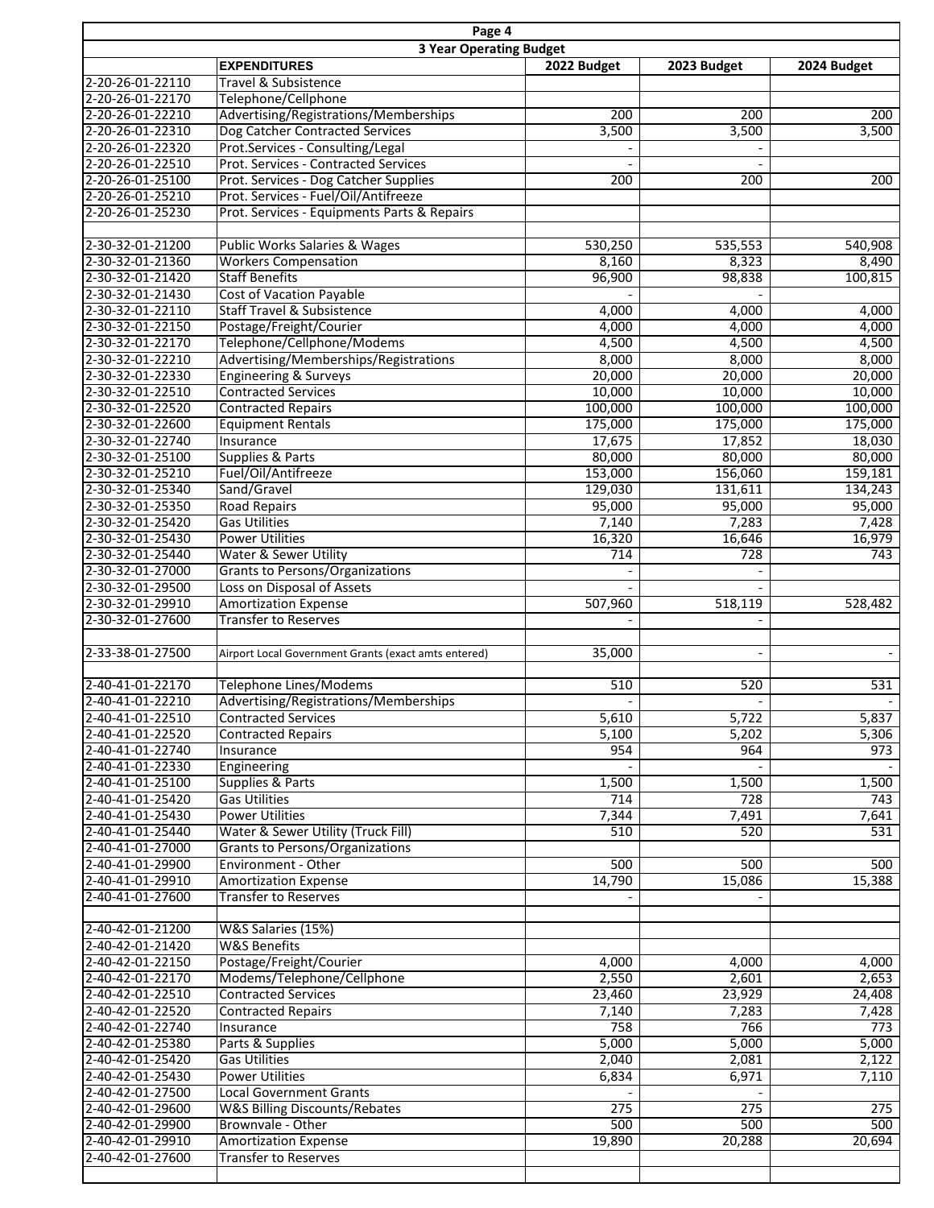| Page 4 | | | | |
|---|---|---|---|---|
| **3 Year Operating Budget** | | | | |
| | **EXPENDITURES** | **2022 Budget** | **2023 Budget** | **2024 Budget** |
| 2-20-26-01-22110 | Travel & Subsistence | | | |
| 2-20-26-01-22170 | Telephone/Cellphone | | | |
| 2-20-26-01-22210 | Advertising/Registrations/Memberships | 200 | 200 | 200 |
| 2-20-26-01-22310 | Dog Catcher Contracted Services | 3,500 | 3,500 | 3,500 |
| 2-20-26-01-22320 | Prot.Services - Consulting/Legal | - | - | |
| 2-20-26-01-22510 | Prot. Services - Contracted Services | - | - | |
| 2-20-26-01-25100 | Prot. Services - Dog Catcher Supplies | 200 | 200 | 200 |
| 2-20-26-01-25210 | Prot. Services - Fuel/Oil/Antifreeze | | | |
| 2-20-26-01-25230 | Prot. Services - Equipments Parts & Repairs | | | |
| | | | | |
| 2-30-32-01-21200 | Public Works Salaries & Wages | 530,250 | 535,553 | 540,908 |
| 2-30-32-01-21360 | Workers Compensation | 8,160 | 8,323 | 8,490 |
| 2-30-32-01-21420 | Staff Benefits | 96,900 | 98,838 | 100,815 |
| 2-30-32-01-21430 | Cost of Vacation Payable | - | - | |
| 2-30-32-01-22110 | Staff Travel & Subsistence | 4,000 | 4,000 | 4,000 |
| 2-30-32-01-22150 | Postage/Freight/Courier | 4,000 | 4,000 | 4,000 |
| 2-30-32-01-22170 | Telephone/Cellphone/Modems | 4,500 | 4,500 | 4,500 |
| 2-30-32-01-22210 | Advertising/Memberships/Registrations | 8,000 | 8,000 | 8,000 |
| 2-30-32-01-22330 | Engineering & Surveys | 20,000 | 20,000 | 20,000 |
| 2-30-32-01-22510 | Contracted Services | 10,000 | 10,000 | 10,000 |
| 2-30-32-01-22520 | Contracted Repairs | 100,000 | 100,000 | 100,000 |
| 2-30-32-01-22600 | Equipment Rentals | 175,000 | 175,000 | 175,000 |
| 2-30-32-01-22740 | Insurance | 17,675 | 17,852 | 18,030 |
| 2-30-32-01-25100 | Supplies & Parts | 80,000 | 80,000 | 80,000 |
| 2-30-32-01-25210 | Fuel/Oil/Antifreeze | 153,000 | 156,060 | 159,181 |
| 2-30-32-01-25340 | Sand/Gravel | 129,030 | 131,611 | 134,243 |
| 2-30-32-01-25350 | Road Repairs | 95,000 | 95,000 | 95,000 |
| 2-30-32-01-25420 | Gas Utilities | 7,140 | 7,283 | 7,428 |
| 2-30-32-01-25430 | Power Utilities | 16,320 | 16,646 | 16,979 |
| 2-30-32-01-25440 | Water & Sewer Utility | 714 | 728 | 743 |
| 2-30-32-01-27000 | Grants to Persons/Organizations | - | - | |
| 2-30-32-01-29500 | Loss on Disposal of Assets | - | - | |
| 2-30-32-01-29910 | Amortization Expense | 507,960 | 518,119 | 528,482 |
| 2-30-32-01-27600 | Transfer to Reserves | - | - | |
| | | | | |
| 2-33-38-01-27500 | Airport Local Government Grants (exact amts entered) | 35,000 | - | - |
| | | | | |
| 2-40-41-01-22170 | Telephone Lines/Modems | 510 | 520 | 531 |
| 2-40-41-01-22210 | Advertising/Registrations/Memberships | - | - | - |
| 2-40-41-01-22510 | Contracted Services | 5,610 | 5,722 | 5,837 |
| 2-40-41-01-22520 | Contracted Repairs | 5,100 | 5,202 | 5,306 |
| 2-40-41-01-22740 | Insurance | 954 | 964 | 973 |
| 2-40-41-01-22330 | Engineering | - | - | - |
| 2-40-41-01-25100 | Supplies & Parts | 1,500 | 1,500 | 1,500 |
| 2-40-41-01-25420 | Gas Utilities | 714 | 728 | 743 |
| 2-40-41-01-25430 | Power Utilities | 7,344 | 7,491 | 7,641 |
| 2-40-41-01-25440 | Water & Sewer Utility (Truck Fill) | 510 | 520 | 531 |
| 2-40-41-01-27000 | Grants to Persons/Organizations | | | |
| 2-40-41-01-29900 | Environment - Other | 500 | 500 | 500 |
| 2-40-41-01-29910 | Amortization Expense | 14,790 | 15,086 | 15,388 |
| 2-40-41-01-27600 | Transfer to Reserves | - | - | |
| | | | | |
| 2-40-42-01-21200 | W&S Salaries (15%) | | | |
| 2-40-42-01-21420 | W&S Benefits | | | |
| 2-40-42-01-22150 | Postage/Freight/Courier | 4,000 | 4,000 | 4,000 |
| 2-40-42-01-22170 | Modems/Telephone/Cellphone | 2,550 | 2,601 | 2,653 |
| 2-40-42-01-22510 | Contracted Services | 23,460 | 23,929 | 24,408 |
| 2-40-42-01-22520 | Contracted Repairs | 7,140 | 7,283 | 7,428 |
| 2-40-42-01-22740 | Insurance | 758 | 766 | 773 |
| 2-40-42-01-25380 | Parts & Supplies | 5,000 | 5,000 | 5,000 |
| 2-40-42-01-25420 | Gas Utilities | 2,040 | 2,081 | 2,122 |
| 2-40-42-01-25430 | Power Utilities | 6,834 | 6,971 | 7,110 |
| 2-40-42-01-27500 | Local Government Grants | - | - | |
| 2-40-42-01-29600 | W&S Billing Discounts/Rebates | 275 | 275 | 275 |
| 2-40-42-01-29900 | Brownvale - Other | 500 | 500 | 500 |
| 2-40-42-01-29910 | Amortization Expense | 19,890 | 20,288 | 20,694 |
| 2-40-42-01-27600 | Transfer to Reserves | | | |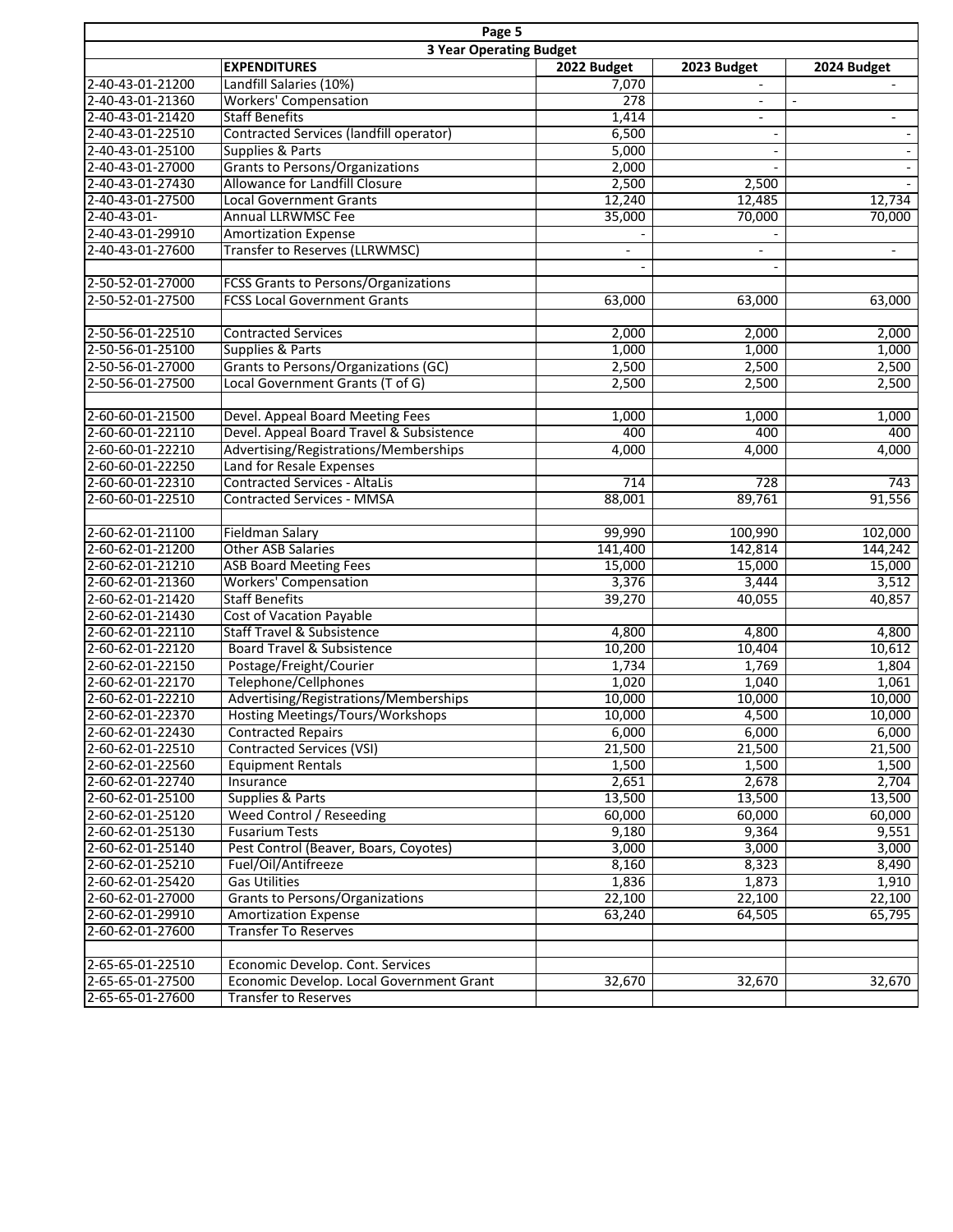**3 Year Operating Budget**

| | EXPENDITURES | 2022 Budget | 2023 Budget | 2024 Budget |
|---|---|---|---|---|
| 2-40-43-01-21200 | Landfill Salaries (10%) | 7,070 | - | - |
| 2-40-43-01-21360 | Workers' Compensation | 278 | - | - |
| 2-40-43-01-21420 | Staff Benefits | 1,414 | - | - |
| 2-40-43-01-22510 | Contracted Services (landfill operator) | 6,500 | - | - |
| 2-40-43-01-25100 | Supplies & Parts | 5,000 | - | - |
| 2-40-43-01-27000 | Grants to Persons/Organizations | 2,000 | - | - |
| 2-40-43-01-27430 | Allowance for Landfill Closure | 2,500 | 2,500 | - |
| 2-40-43-01-27500 | Local Government Grants | 12,240 | 12,485 | 12,734 |
| 2-40-43-01- | Annual LLRWMSC Fee | 35,000 | 70,000 | 70,000 |
| 2-40-43-01-29910 | Amortization Expense | - | - | |
| 2-40-43-01-27600 | Transfer to Reserves (LLRWMSC) | - | - | - |
| | | - | - | |
| 2-50-52-01-27000 | FCSS Grants to Persons/Organizations | | | |
| 2-50-52-01-27500 | FCSS Local Government Grants | 63,000 | 63,000 | 63,000 |
| | | | | |
| 2-50-56-01-22510 | Contracted Services | 2,000 | 2,000 | 2,000 |
| 2-50-56-01-25100 | Supplies & Parts | 1,000 | 1,000 | 1,000 |
| 2-50-56-01-27000 | Grants to Persons/Organizations (GC) | 2,500 | 2,500 | 2,500 |
| 2-50-56-01-27500 | Local Government Grants (T of G) | 2,500 | 2,500 | 2,500 |
| | | | | |
| 2-60-60-01-21500 | Devel. Appeal Board Meeting Fees | 1,000 | 1,000 | 1,000 |
| 2-60-60-01-22110 | Devel. Appeal Board Travel & Subsistence | 400 | 400 | 400 |
| 2-60-60-01-22210 | Advertising/Registrations/Memberships | 4,000 | 4,000 | 4,000 |
| 2-60-60-01-22250 | Land for Resale Expenses | | | |
| 2-60-60-01-22310 | Contracted Services - AltaLis | 714 | 728 | 743 |
| 2-60-60-01-22510 | Contracted Services - MMSA | 88,001 | 89,761 | 91,556 |
| | | | | |
| 2-60-62-01-21100 | Fieldman Salary | 99,990 | 100,990 | 102,000 |
| 2-60-62-01-21200 | Other ASB Salaries | 141,400 | 142,814 | 144,242 |
| 2-60-62-01-21210 | ASB Board Meeting Fees | 15,000 | 15,000 | 15,000 |
| 2-60-62-01-21360 | Workers' Compensation | 3,376 | 3,444 | 3,512 |
| 2-60-62-01-21420 | Staff Benefits | 39,270 | 40,055 | 40,857 |
| 2-60-62-01-21430 | Cost of Vacation Payable | | | |
| 2-60-62-01-22110 | Staff Travel & Subsistence | 4,800 | 4,800 | 4,800 |
| 2-60-62-01-22120 | Board Travel & Subsistence | 10,200 | 10,404 | 10,612 |
| 2-60-62-01-22150 | Postage/Freight/Courier | 1,734 | 1,769 | 1,804 |
| 2-60-62-01-22170 | Telephone/Cellphones | 1,020 | 1,040 | 1,061 |
| 2-60-62-01-22210 | Advertising/Registrations/Memberships | 10,000 | 10,000 | 10,000 |
| 2-60-62-01-22370 | Hosting Meetings/Tours/Workshops | 10,000 | 4,500 | 10,000 |
| 2-60-62-01-22430 | Contracted Repairs | 6,000 | 6,000 | 6,000 |
| 2-60-62-01-22510 | Contracted Services (VSI) | 21,500 | 21,500 | 21,500 |
| 2-60-62-01-22560 | Equipment Rentals | 1,500 | 1,500 | 1,500 |
| 2-60-62-01-22740 | Insurance | 2,651 | 2,678 | 2,704 |
| 2-60-62-01-25100 | Supplies & Parts | 13,500 | 13,500 | 13,500 |
| 2-60-62-01-25120 | Weed Control / Reseeding | 60,000 | 60,000 | 60,000 |
| 2-60-62-01-25130 | Fusarium Tests | 9,180 | 9,364 | 9,551 |
| 2-60-62-01-25140 | Pest Control (Beaver, Boars, Coyotes) | 3,000 | 3,000 | 3,000 |
| 2-60-62-01-25210 | Fuel/Oil/Antifreeze | 8,160 | 8,323 | 8,490 |
| 2-60-62-01-25420 | Gas Utilities | 1,836 | 1,873 | 1,910 |
| 2-60-62-01-27000 | Grants to Persons/Organizations | 22,100 | 22,100 | 22,100 |
| 2-60-62-01-29910 | Amortization Expense | 63,240 | 64,505 | 65,795 |
| 2-60-62-01-27600 | Transfer To Reserves | | | |
| | | | | |
| 2-65-65-01-22510 | Economic Develop. Cont. Services | | | |
| 2-65-65-01-27500 | Economic Develop. Local Government Grant | 32,670 | 32,670 | 32,670 |
| 2-65-65-01-27600 | Transfer to Reserves | | | |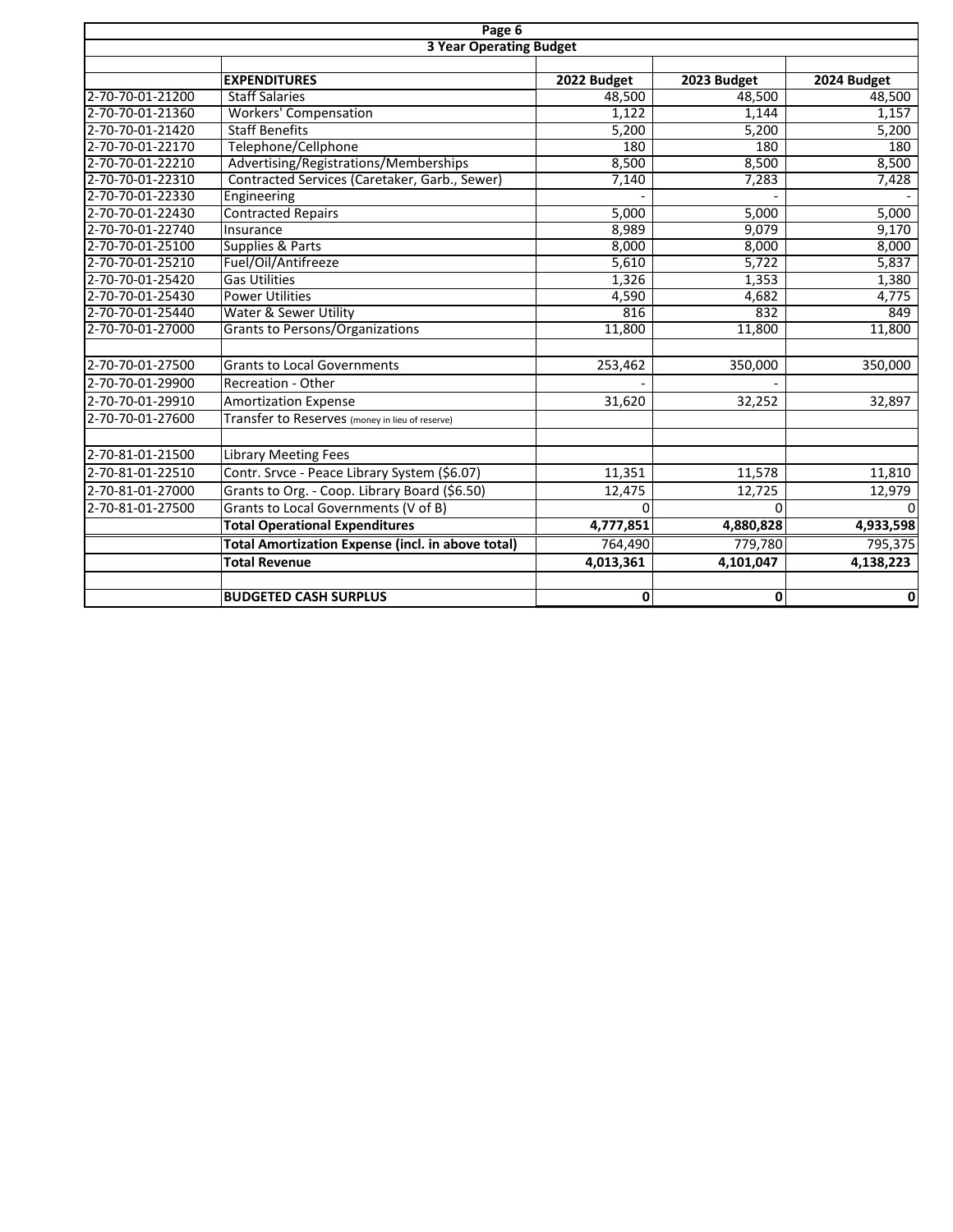| Page 6 | | | | |
|---|---|---|---|---|
| 3 Year Operating Budget | | | | |
| | **EXPENDITURES** | **2022 Budget** | **2023 Budget** | **2024 Budget** |
| 2-70-70-01-21200 | Staff Salaries | 48,500 | 48,500 | 48,500 |
| 2-70-70-01-21360 | Workers' Compensation | 1,122 | 1,144 | 1,157 |
| 2-70-70-01-21420 | Staff Benefits | 5,200 | 5,200 | 5,200 |
| 2-70-70-01-22170 | Telephone/Cellphone | 180 | 180 | 180 |
| 2-70-70-01-22210 | Advertising/Registrations/Memberships | 8,500 | 8,500 | 8,500 |
| 2-70-70-01-22310 | Contracted Services (Caretaker, Garb., Sewer) | 7,140 | 7,283 | 7,428 |
| 2-70-70-01-22330 | Engineering | - | - | - |
| 2-70-70-01-22430 | Contracted Repairs | 5,000 | 5,000 | 5,000 |
| 2-70-70-01-22740 | Insurance | 8,989 | 9,079 | 9,170 |
| 2-70-70-01-25100 | Supplies & Parts | 8,000 | 8,000 | 8,000 |
| 2-70-70-01-25210 | Fuel/Oil/Antifreeze | 5,610 | 5,722 | 5,837 |
| 2-70-70-01-25420 | Gas Utilities | 1,326 | 1,353 | 1,380 |
| 2-70-70-01-25430 | Power Utilities | 4,590 | 4,682 | 4,775 |
| 2-70-70-01-25440 | Water & Sewer Utility | 816 | 832 | 849 |
| 2-70-70-01-27000 | Grants to Persons/Organizations | 11,800 | 11,800 | 11,800 |
| | | | | |
| 2-70-70-01-27500 | Grants to Local Governments | 253,462 | 350,000 | 350,000 |
| 2-70-70-01-29900 | Recreation - Other | - | - | |
| 2-70-70-01-29910 | Amortization Expense | 31,620 | 32,252 | 32,897 |
| 2-70-70-01-27600 | Transfer to Reserves (money in lieu of reserve) | | | |
| | | | | |
| 2-70-81-01-21500 | Library Meeting Fees | | | |
| 2-70-81-01-22510 | Contr. Srvce - Peace Library System ($6.07) | 11,351 | 11,578 | 11,810 |
| 2-70-81-01-27000 | Grants to Org. - Coop. Library Board ($6.50) | 12,475 | 12,725 | 12,979 |
| 2-70-81-01-27500 | Grants to Local Governments (V of B) | 0 | 0 | 0 |
| | **Total Operational Expenditures** | **4,777,851** | **4,880,828** | **4,933,598** |
| | **Total Amortization Expense (incl. in above total)** | 764,490 | 779,780 | 795,375 |
| | **Total Revenue** | **4,013,361** | **4,101,047** | **4,138,223** |
| | | | | |
| | **BUDGETED CASH SURPLUS** | **0** | **0** | **0** |